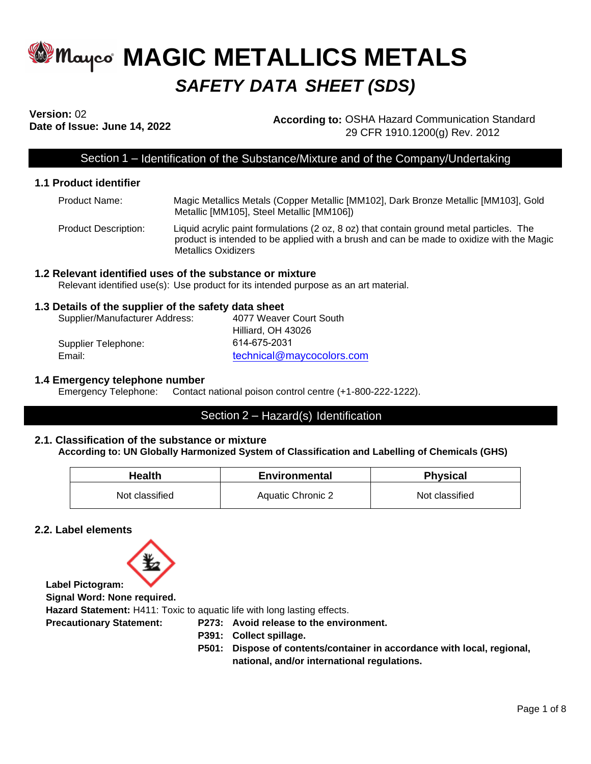# MAGIC METALLICS METALS

## *SAFETY DATA SHEET (SDS)*

**Version:** 02
**Date of Issue: June 14, 2022**

**According to:** OSHA Hazard Communication Standard 29 CFR 1910.1200(g) Rev. 2012

## Section 1 – Identification of the Substance/Mixture and of the Company/Undertaking

### 1.1 Product identifier

Product Name: Magic Metallics Metals (Copper Metallic [MM102], Dark Bronze Metallic [MM103], Gold Metallic [MM105], Steel Metallic [MM106])

Product Description: Liquid acrylic paint formulations (2 oz, 8 oz) that contain ground metal particles. The product is intended to be applied with a brush and can be made to oxidize with the Magic Metallics Oxidizers

### 1.2 Relevant identified uses of the substance or mixture

Relevant identified use(s): Use product for its intended purpose as an art material.

### 1.3 Details of the supplier of the safety data sheet

Supplier/Manufacturer Address: 4077 Weaver Court South
Hilliard, OH 43026

Supplier Telephone: 614-675-2031

Email: technical@maycocolors.com

### 1.4 Emergency telephone number

Emergency Telephone: Contact national poison control centre (+1-800-222-1222).

## Section 2 – Hazard(s) Identification

### 2.1. Classification of the substance or mixture

**According to: UN Globally Harmonized System of Classification and Labelling of Chemicals (GHS)**

| Health | Environmental | Physical |
|---|---|---|
| Not classified | Aquatic Chronic 2 | Not classified |

### 2.2. Label elements

**Label Pictogram:**

**Signal Word: None required.**

**Hazard Statement:** H411: Toxic to aquatic life with long lasting effects.

**Precautionary Statement:**

- **P273: Avoid release to the environment.**
- **P391: Collect spillage.**
- **P501: Dispose of contents/container in accordance with local, regional, national, and/or international regulations.**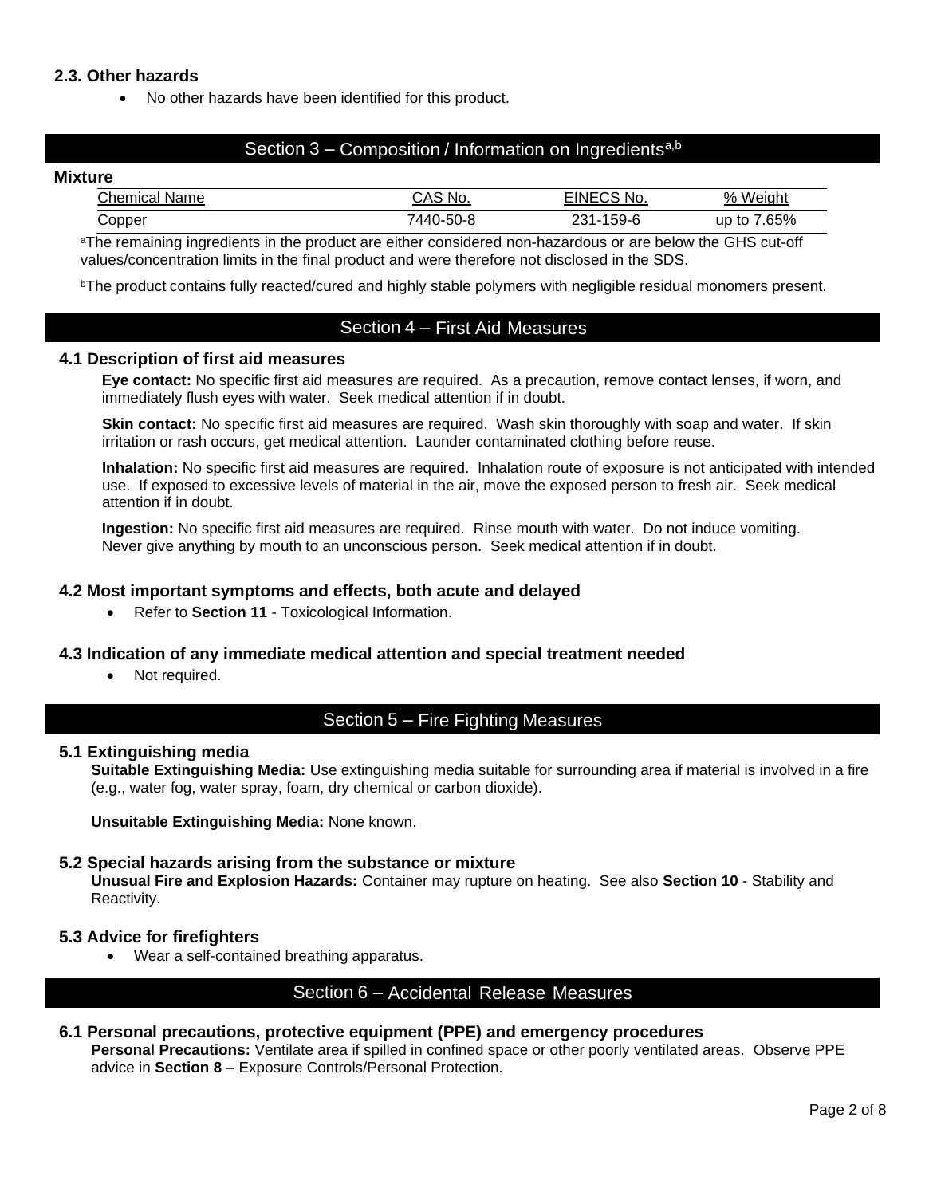### 2.3. Other hazards

- No other hazards have been identified for this product.

## Section 3 – Composition / Information on Ingredients[a,b]

**Mixture**

| Chemical Name | CAS No. | EINECS No. | % Weight |
|---|---|---|---|
| Copper | 7440-50-8 | 231-159-6 | up to 7.65% |

[a]The remaining ingredients in the product are either considered non-hazardous or are below the GHS cut-off values/concentration limits in the final product and were therefore not disclosed in the SDS.

[b]The product contains fully reacted/cured and highly stable polymers with negligible residual monomers present.

## Section 4 – First Aid Measures

### 4.1 Description of first aid measures

**Eye contact:** No specific first aid measures are required. As a precaution, remove contact lenses, if worn, and immediately flush eyes with water. Seek medical attention if in doubt.

**Skin contact:** No specific first aid measures are required. Wash skin thoroughly with soap and water. If skin irritation or rash occurs, get medical attention. Launder contaminated clothing before reuse.

**Inhalation:** No specific first aid measures are required. Inhalation route of exposure is not anticipated with intended use. If exposed to excessive levels of material in the air, move the exposed person to fresh air. Seek medical attention if in doubt.

**Ingestion:** No specific first aid measures are required. Rinse mouth with water. Do not induce vomiting. Never give anything by mouth to an unconscious person. Seek medical attention if in doubt.

### 4.2 Most important symptoms and effects, both acute and delayed

- Refer to **Section 11** - Toxicological Information.

### 4.3 Indication of any immediate medical attention and special treatment needed

- Not required.

## Section 5 – Fire Fighting Measures

### 5.1 Extinguishing media

**Suitable Extinguishing Media:** Use extinguishing media suitable for surrounding area if material is involved in a fire (e.g., water fog, water spray, foam, dry chemical or carbon dioxide).

**Unsuitable Extinguishing Media:** None known.

### 5.2 Special hazards arising from the substance or mixture

**Unusual Fire and Explosion Hazards:** Container may rupture on heating. See also **Section 10** - Stability and Reactivity.

### 5.3 Advice for firefighters

- Wear a self-contained breathing apparatus.

## Section 6 – Accidental Release Measures

### 6.1 Personal precautions, protective equipment (PPE) and emergency procedures

**Personal Precautions:** Ventilate area if spilled in confined space or other poorly ventilated areas. Observe PPE advice in **Section 8** – Exposure Controls/Personal Protection.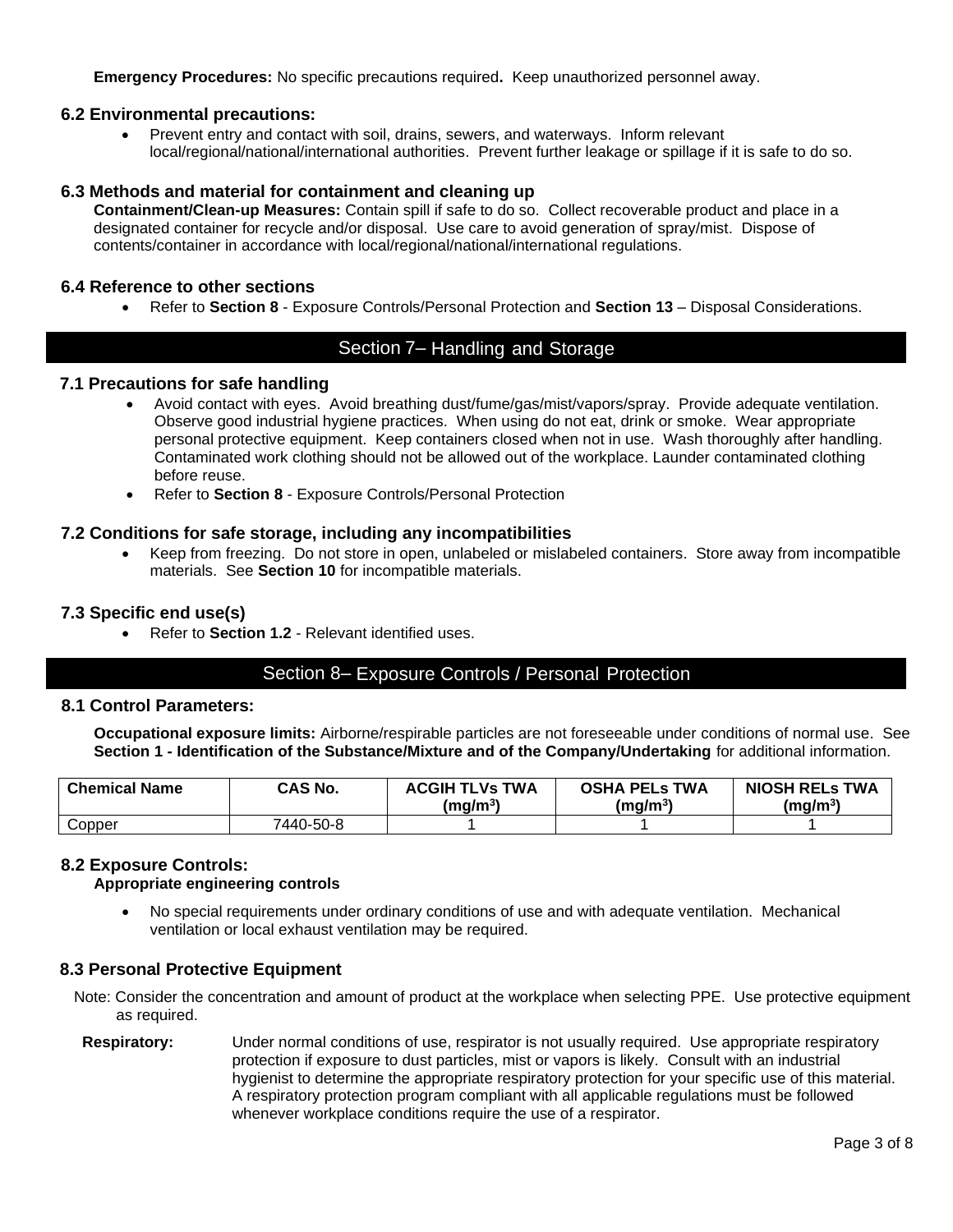**Emergency Procedures:** No specific precautions required**.** Keep unauthorized personnel away.

### 6.2 Environmental precautions:

- Prevent entry and contact with soil, drains, sewers, and waterways. Inform relevant local/regional/national/international authorities. Prevent further leakage or spillage if it is safe to do so.

### 6.3 Methods and material for containment and cleaning up

**Containment/Clean-up Measures:** Contain spill if safe to do so. Collect recoverable product and place in a designated container for recycle and/or disposal. Use care to avoid generation of spray/mist. Dispose of contents/container in accordance with local/regional/national/international regulations.

### 6.4 Reference to other sections

- Refer to **Section 8** - Exposure Controls/Personal Protection and **Section 13** – Disposal Considerations.

## Section 7– Handling and Storage

### 7.1 Precautions for safe handling

- Avoid contact with eyes. Avoid breathing dust/fume/gas/mist/vapors/spray. Provide adequate ventilation. Observe good industrial hygiene practices. When using do not eat, drink or smoke. Wear appropriate personal protective equipment. Keep containers closed when not in use. Wash thoroughly after handling. Contaminated work clothing should not be allowed out of the workplace. Launder contaminated clothing before reuse.
- Refer to **Section 8** - Exposure Controls/Personal Protection

### 7.2 Conditions for safe storage, including any incompatibilities

- Keep from freezing. Do not store in open, unlabeled or mislabeled containers. Store away from incompatible materials. See **Section 10** for incompatible materials.

### 7.3 Specific end use(s)

- Refer to **Section 1.2** - Relevant identified uses.

## Section 8– Exposure Controls / Personal Protection

### 8.1 Control Parameters:

**Occupational exposure limits:** Airborne/respirable particles are not foreseeable under conditions of normal use. See **Section 1 - Identification of the Substance/Mixture and of the Company/Undertaking** for additional information.

| Chemical Name | CAS No. | ACGIH TLVs TWA ($mg/m^3$) | OSHA PELs TWA ($mg/m^3$) | NIOSH RELs TWA ($mg/m^3$) |
|---|---|---|---|---|
| Copper | 7440-50-8 | 1 | 1 | 1 |

### 8.2 Exposure Controls:

**Appropriate engineering controls**

- No special requirements under ordinary conditions of use and with adequate ventilation. Mechanical ventilation or local exhaust ventilation may be required.

### 8.3 Personal Protective Equipment

Note: Consider the concentration and amount of product at the workplace when selecting PPE. Use protective equipment as required.

**Respiratory:** Under normal conditions of use, respirator is not usually required. Use appropriate respiratory protection if exposure to dust particles, mist or vapors is likely. Consult with an industrial hygienist to determine the appropriate respiratory protection for your specific use of this material. A respiratory protection program compliant with all applicable regulations must be followed whenever workplace conditions require the use of a respirator.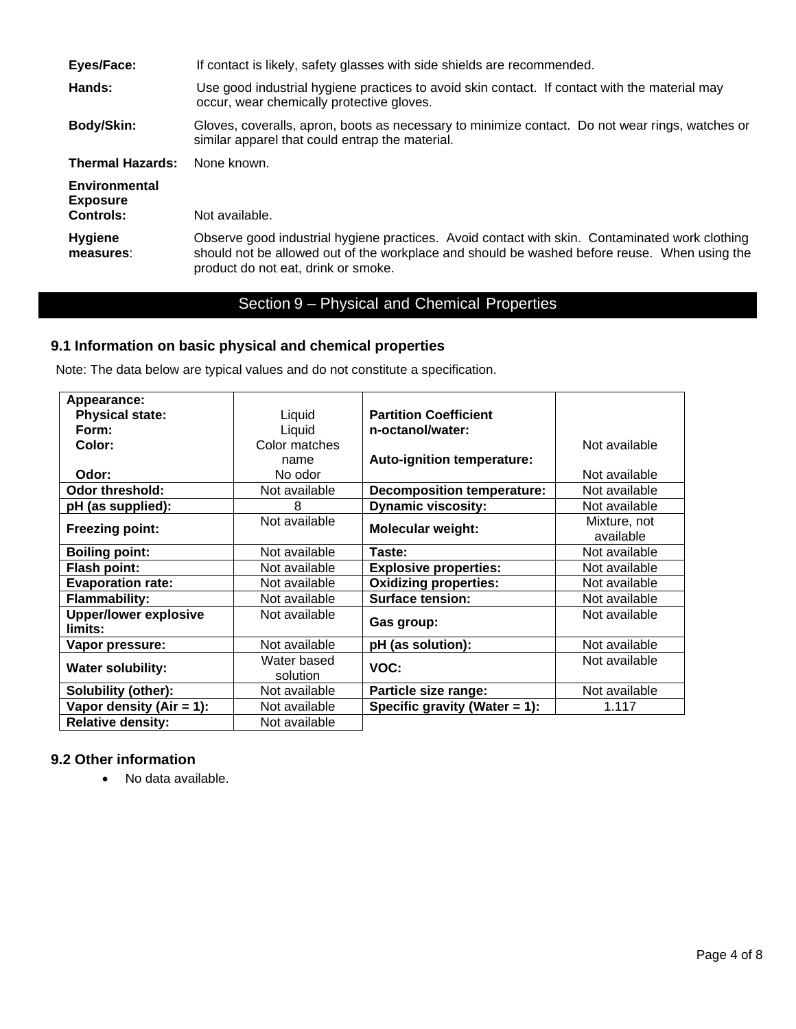**Eyes/Face:** If contact is likely, safety glasses with side shields are recommended.

**Hands:** Use good industrial hygiene practices to avoid skin contact. If contact with the material may occur, wear chemically protective gloves.

**Body/Skin:** Gloves, coveralls, apron, boots as necessary to minimize contact. Do not wear rings, watches or similar apparel that could entrap the material.

**Thermal Hazards:** None known.

**Environmental Exposure Controls:** Not available.

**Hygiene measures**: Observe good industrial hygiene practices. Avoid contact with skin. Contaminated work clothing should not be allowed out of the workplace and should be washed before reuse. When using the product do not eat, drink or smoke.

## Section 9 – Physical and Chemical Properties

### 9.1 Information on basic physical and chemical properties

Note: The data below are typical values and do not constitute a specification.

| Property | Value | Property | Value |
|---|---|---|---|
| **Appearance:** | | | |
| **Physical state:** | Liquid | **Partition Coefficient n-octanol/water:** | Not available |
| **Form:** | Liquid | | |
| **Color:** | Color matches name | **Auto-ignition temperature:** | Not available |
| **Odor:** | No odor | | |
| **Odor threshold:** | Not available | **Decomposition temperature:** | Not available |
| **pH (as supplied):** | 8 | **Dynamic viscosity:** | Not available |
| **Freezing point:** | Not available | **Molecular weight:** | Mixture, not available |
| **Boiling point:** | Not available | **Taste:** | Not available |
| **Flash point:** | Not available | **Explosive properties:** | Not available |
| **Evaporation rate:** | Not available | **Oxidizing properties:** | Not available |
| **Flammability:** | Not available | **Surface tension:** | Not available |
| **Upper/lower explosive limits:** | Not available | **Gas group:** | Not available |
| **Vapor pressure:** | Not available | **pH (as solution):** | Not available |
| **Water solubility:** | Water based solution | **VOC:** | Not available |
| **Solubility (other):** | Not available | **Particle size range:** | Not available |
| **Vapor density (Air = 1):** | Not available | **Specific gravity (Water = 1):** | 1.117 |
| **Relative density:** | Not available | | |

### 9.2 Other information

- No data available.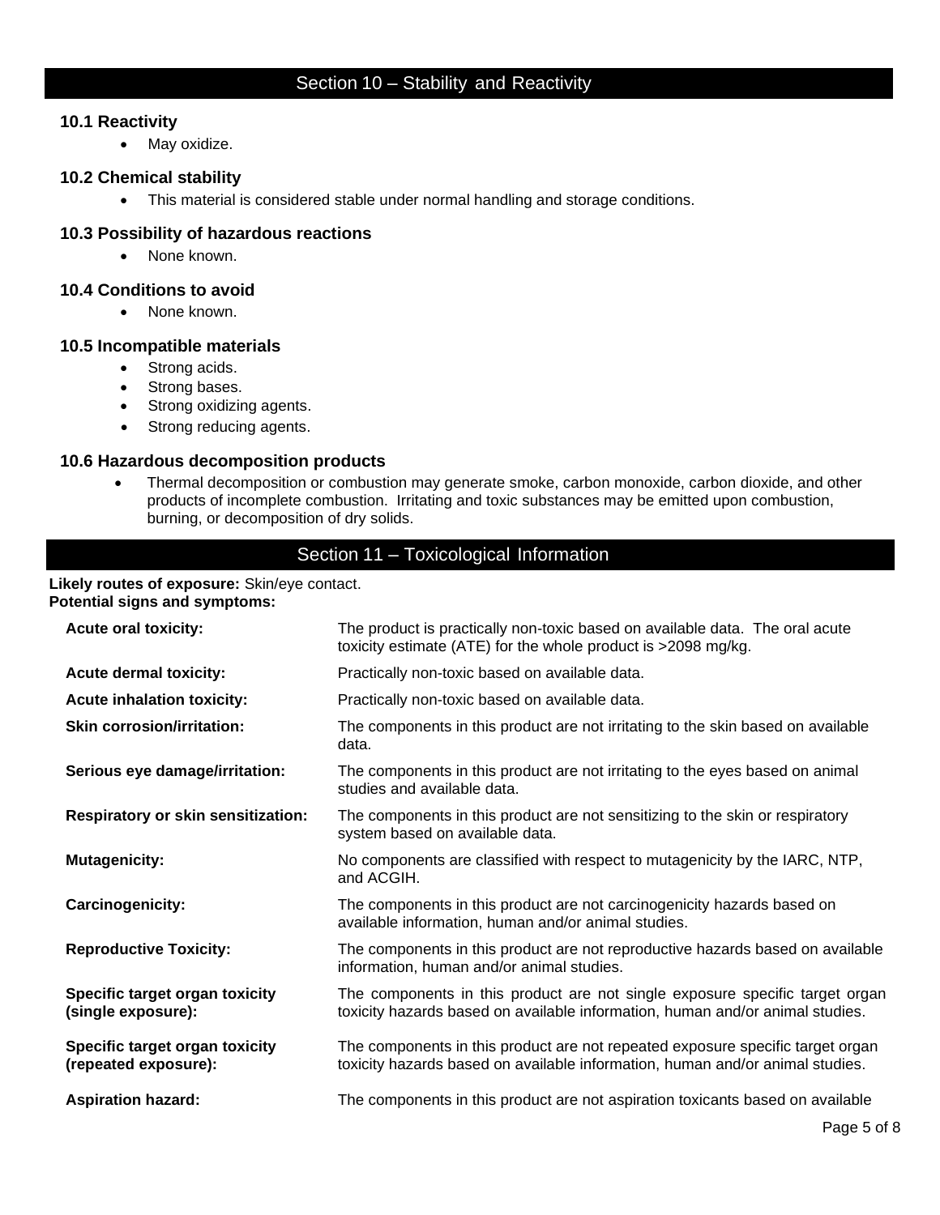## Section 10 – Stability and Reactivity

### 10.1 Reactivity

- May oxidize.

### 10.2 Chemical stability

- This material is considered stable under normal handling and storage conditions.

### 10.3 Possibility of hazardous reactions

- None known.

### 10.4 Conditions to avoid

- None known.

### 10.5 Incompatible materials

- Strong acids.
- Strong bases.
- Strong oxidizing agents.
- Strong reducing agents.

### 10.6 Hazardous decomposition products

- Thermal decomposition or combustion may generate smoke, carbon monoxide, carbon dioxide, and other products of incomplete combustion. Irritating and toxic substances may be emitted upon combustion, burning, or decomposition of dry solids.

## Section 11 – Toxicological Information

**Likely routes of exposure:** Skin/eye contact.
**Potential signs and symptoms:**

| | |
|---|---|
| **Acute oral toxicity:** | The product is practically non-toxic based on available data. The oral acute toxicity estimate (ATE) for the whole product is >2098 mg/kg. |
| **Acute dermal toxicity:** | Practically non-toxic based on available data. |
| **Acute inhalation toxicity:** | Practically non-toxic based on available data. |
| **Skin corrosion/irritation:** | The components in this product are not irritating to the skin based on available data. |
| **Serious eye damage/irritation:** | The components in this product are not irritating to the eyes based on animal studies and available data. |
| **Respiratory or skin sensitization:** | The components in this product are not sensitizing to the skin or respiratory system based on available data. |
| **Mutagenicity:** | No components are classified with respect to mutagenicity by the IARC, NTP, and ACGIH. |
| **Carcinogenicity:** | The components in this product are not carcinogenicity hazards based on available information, human and/or animal studies. |
| **Reproductive Toxicity:** | The components in this product are not reproductive hazards based on available information, human and/or animal studies. |
| **Specific target organ toxicity (single exposure):** | The components in this product are not single exposure specific target organ toxicity hazards based on available information, human and/or animal studies. |
| **Specific target organ toxicity (repeated exposure):** | The components in this product are not repeated exposure specific target organ toxicity hazards based on available information, human and/or animal studies. |
| **Aspiration hazard:** | The components in this product are not aspiration toxicants based on available |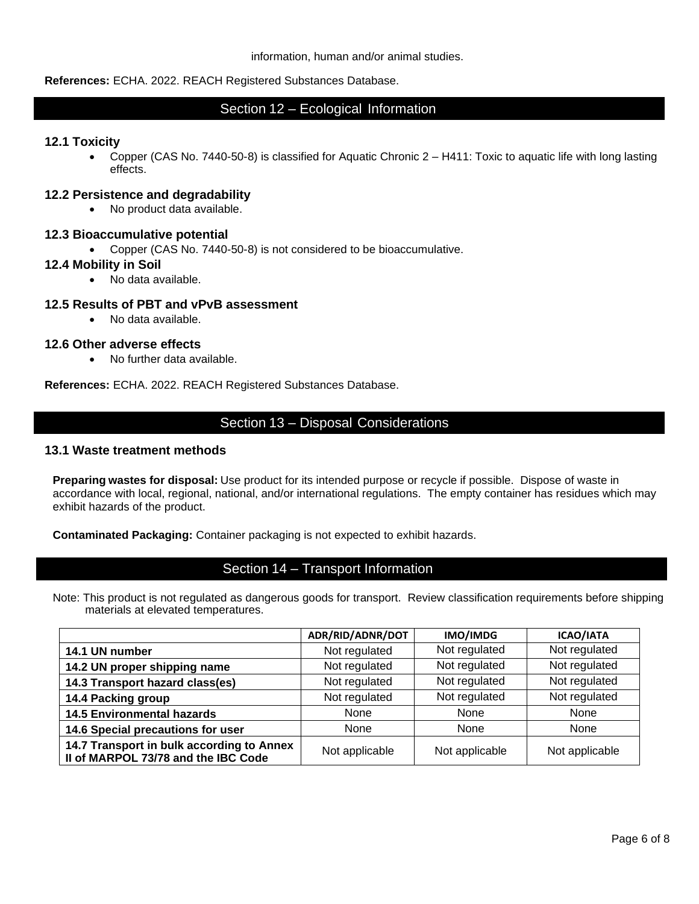information, human and/or animal studies.

**References:** ECHA. 2022. REACH Registered Substances Database.

## Section 12 – Ecological Information

### 12.1 Toxicity

- Copper (CAS No. 7440-50-8) is classified for Aquatic Chronic 2 – H411: Toxic to aquatic life with long lasting effects.

### 12.2 Persistence and degradability

- No product data available.

### 12.3 Bioaccumulative potential

- Copper (CAS No. 7440-50-8) is not considered to be bioaccumulative.

### 12.4 Mobility in Soil

- No data available.

### 12.5 Results of PBT and vPvB assessment

- No data available.

### 12.6 Other adverse effects

- No further data available.

**References:** ECHA. 2022. REACH Registered Substances Database.

## Section 13 – Disposal Considerations

### 13.1 Waste treatment methods

**Preparing wastes for disposal:** Use product for its intended purpose or recycle if possible. Dispose of waste in accordance with local, regional, national, and/or international regulations. The empty container has residues which may exhibit hazards of the product.

**Contaminated Packaging:** Container packaging is not expected to exhibit hazards.

## Section 14 – Transport Information

Note: This product is not regulated as dangerous goods for transport. Review classification requirements before shipping materials at elevated temperatures.

| | ADR/RID/ADNR/DOT | IMO/IMDG | ICAO/IATA |
|---|---|---|---|
| **14.1 UN number** | Not regulated | Not regulated | Not regulated |
| **14.2 UN proper shipping name** | Not regulated | Not regulated | Not regulated |
| **14.3 Transport hazard class(es)** | Not regulated | Not regulated | Not regulated |
| **14.4 Packing group** | Not regulated | Not regulated | Not regulated |
| **14.5 Environmental hazards** | None | None | None |
| **14.6 Special precautions for user** | None | None | None |
| **14.7 Transport in bulk according to Annex II of MARPOL 73/78 and the IBC Code** | Not applicable | Not applicable | Not applicable |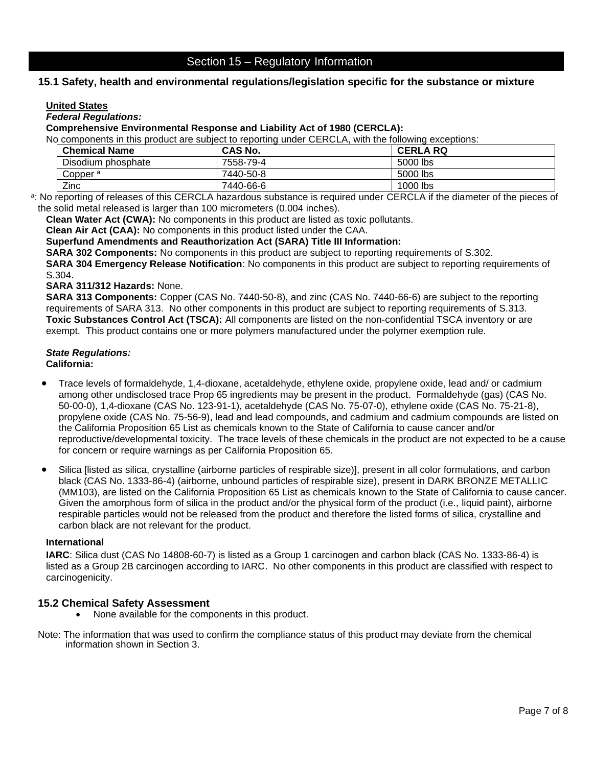## Section 15 – Regulatory Information

### 15.1 Safety, health and environmental regulations/legislation specific for the substance or mixture

**United States**

***Federal Regulations:***

**Comprehensive Environmental Response and Liability Act of 1980 (CERCLA):**

No components in this product are subject to reporting under CERCLA, with the following exceptions:

| Chemical Name | CAS No. | CERLA RQ |
|---|---|---|
| Disodium phosphate | 7558-79-4 | 5000 lbs |
| Copper [a] | 7440-50-8 | 5000 lbs |
| Zinc | 7440-66-6 | 1000 lbs |

[a]: No reporting of releases of this CERCLA hazardous substance is required under CERCLA if the diameter of the pieces of the solid metal released is larger than 100 micrometers (0.004 inches).

**Clean Water Act (CWA):** No components in this product are listed as toxic pollutants.

**Clean Air Act (CAA):** No components in this product listed under the CAA.

**Superfund Amendments and Reauthorization Act (SARA) Title III Information:**

**SARA 302 Components:** No components in this product are subject to reporting requirements of S.302.

**SARA 304 Emergency Release Notification**: No components in this product are subject to reporting requirements of S.304.

**SARA 311/312 Hazards:** None.

**SARA 313 Components:** Copper (CAS No. 7440-50-8), and zinc (CAS No. 7440-66-6) are subject to the reporting requirements of SARA 313. No other components in this product are subject to reporting requirements of S.313.

**Toxic Substances Control Act (TSCA):** All components are listed on the non-confidential TSCA inventory or are exempt. This product contains one or more polymers manufactured under the polymer exemption rule.

***State Regulations:***

**California:**

- Trace levels of formaldehyde, 1,4-dioxane, acetaldehyde, ethylene oxide, propylene oxide, lead and/ or cadmium among other undisclosed trace Prop 65 ingredients may be present in the product. Formaldehyde (gas) (CAS No. 50-00-0), 1,4-dioxane (CAS No. 123-91-1), acetaldehyde (CAS No. 75-07-0), ethylene oxide (CAS No. 75-21-8), propylene oxide (CAS No. 75-56-9), lead and lead compounds, and cadmium and cadmium compounds are listed on the California Proposition 65 List as chemicals known to the State of California to cause cancer and/or reproductive/developmental toxicity. The trace levels of these chemicals in the product are not expected to be a cause for concern or require warnings as per California Proposition 65.

- Silica [listed as silica, crystalline (airborne particles of respirable size)], present in all color formulations, and carbon black (CAS No. 1333-86-4) (airborne, unbound particles of respirable size), present in DARK BRONZE METALLIC (MM103), are listed on the California Proposition 65 List as chemicals known to the State of California to cause cancer. Given the amorphous form of silica in the product and/or the physical form of the product (i.e., liquid paint), airborne respirable particles would not be released from the product and therefore the listed forms of silica, crystalline and carbon black are not relevant for the product.

**International**

**IARC**: Silica dust (CAS No 14808-60-7) is listed as a Group 1 carcinogen and carbon black (CAS No. 1333-86-4) is listed as a Group 2B carcinogen according to IARC. No other components in this product are classified with respect to carcinogenicity.

### 15.2 Chemical Safety Assessment

- None available for the components in this product.

Note: The information that was used to confirm the compliance status of this product may deviate from the chemical information shown in Section 3.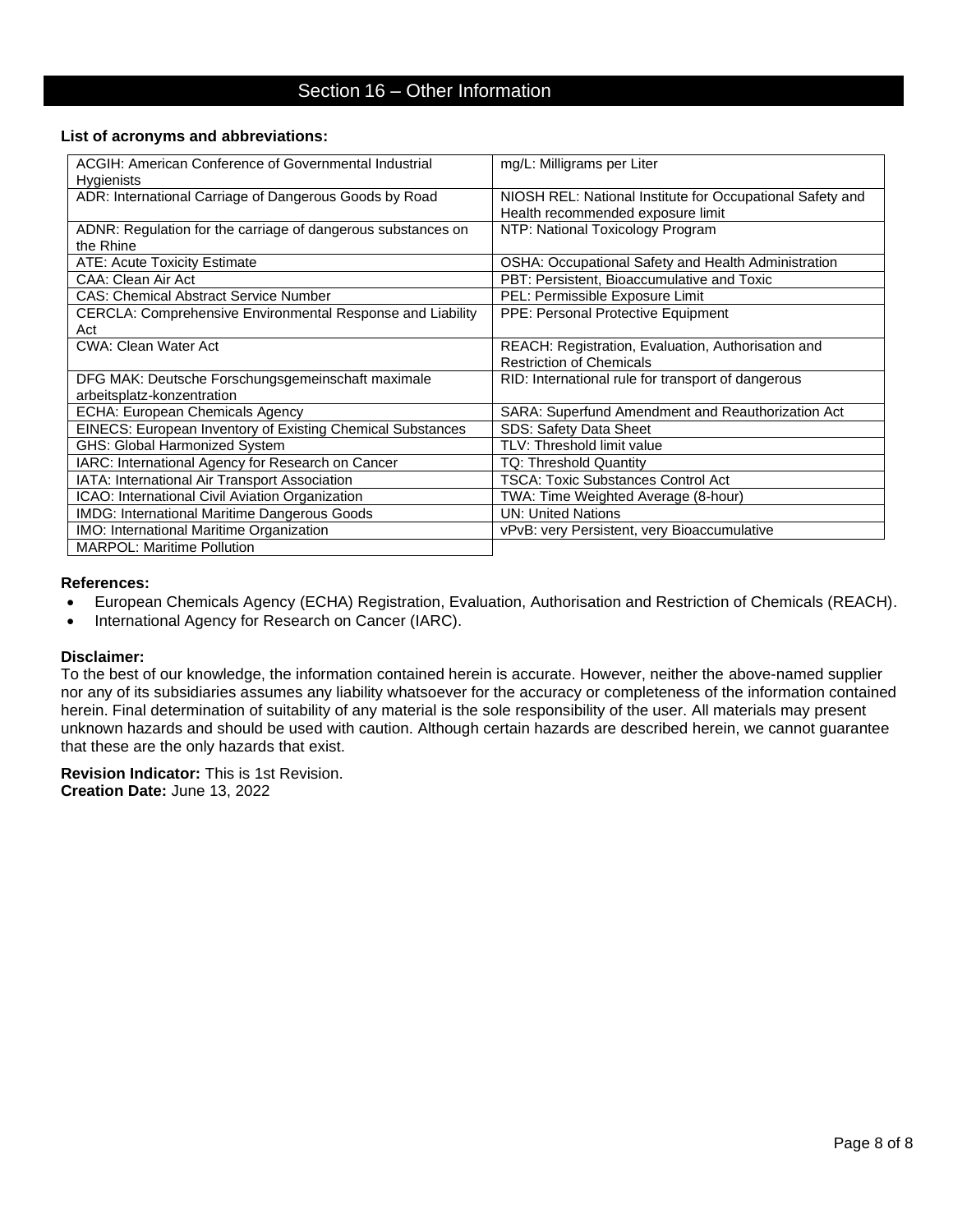## Section 16 – Other Information

**List of acronyms and abbreviations:**

| | |
|---|---|
| ACGIH: American Conference of Governmental Industrial Hygienists | mg/L: Milligrams per Liter |
| ADR: International Carriage of Dangerous Goods by Road | NIOSH REL: National Institute for Occupational Safety and Health recommended exposure limit |
| ADNR: Regulation for the carriage of dangerous substances on the Rhine | NTP: National Toxicology Program |
| ATE: Acute Toxicity Estimate | OSHA: Occupational Safety and Health Administration |
| CAA: Clean Air Act | PBT: Persistent, Bioaccumulative and Toxic |
| CAS: Chemical Abstract Service Number | PEL: Permissible Exposure Limit |
| CERCLA: Comprehensive Environmental Response and Liability Act | PPE: Personal Protective Equipment |
| CWA: Clean Water Act | REACH: Registration, Evaluation, Authorisation and Restriction of Chemicals |
| DFG MAK: Deutsche Forschungsgemeinschaft maximale arbeitsplatz-konzentration | RID: International rule for transport of dangerous |
| ECHA: European Chemicals Agency | SARA: Superfund Amendment and Reauthorization Act |
| EINECS: European Inventory of Existing Chemical Substances | SDS: Safety Data Sheet |
| GHS: Global Harmonized System | TLV: Threshold limit value |
| IARC: International Agency for Research on Cancer | TQ: Threshold Quantity |
| IATA: International Air Transport Association | TSCA: Toxic Substances Control Act |
| ICAO: International Civil Aviation Organization | TWA: Time Weighted Average (8-hour) |
| IMDG: International Maritime Dangerous Goods | UN: United Nations |
| IMO: International Maritime Organization | vPvB: very Persistent, very Bioaccumulative |
| MARPOL: Maritime Pollution | |

**References:**

- European Chemicals Agency (ECHA) Registration, Evaluation, Authorisation and Restriction of Chemicals (REACH).
- International Agency for Research on Cancer (IARC).

**Disclaimer:**
To the best of our knowledge, the information contained herein is accurate. However, neither the above-named supplier nor any of its subsidiaries assumes any liability whatsoever for the accuracy or completeness of the information contained herein. Final determination of suitability of any material is the sole responsibility of the user. All materials may present unknown hazards and should be used with caution. Although certain hazards are described herein, we cannot guarantee that these are the only hazards that exist.

**Revision Indicator:** This is 1st Revision.
**Creation Date:** June 13, 2022